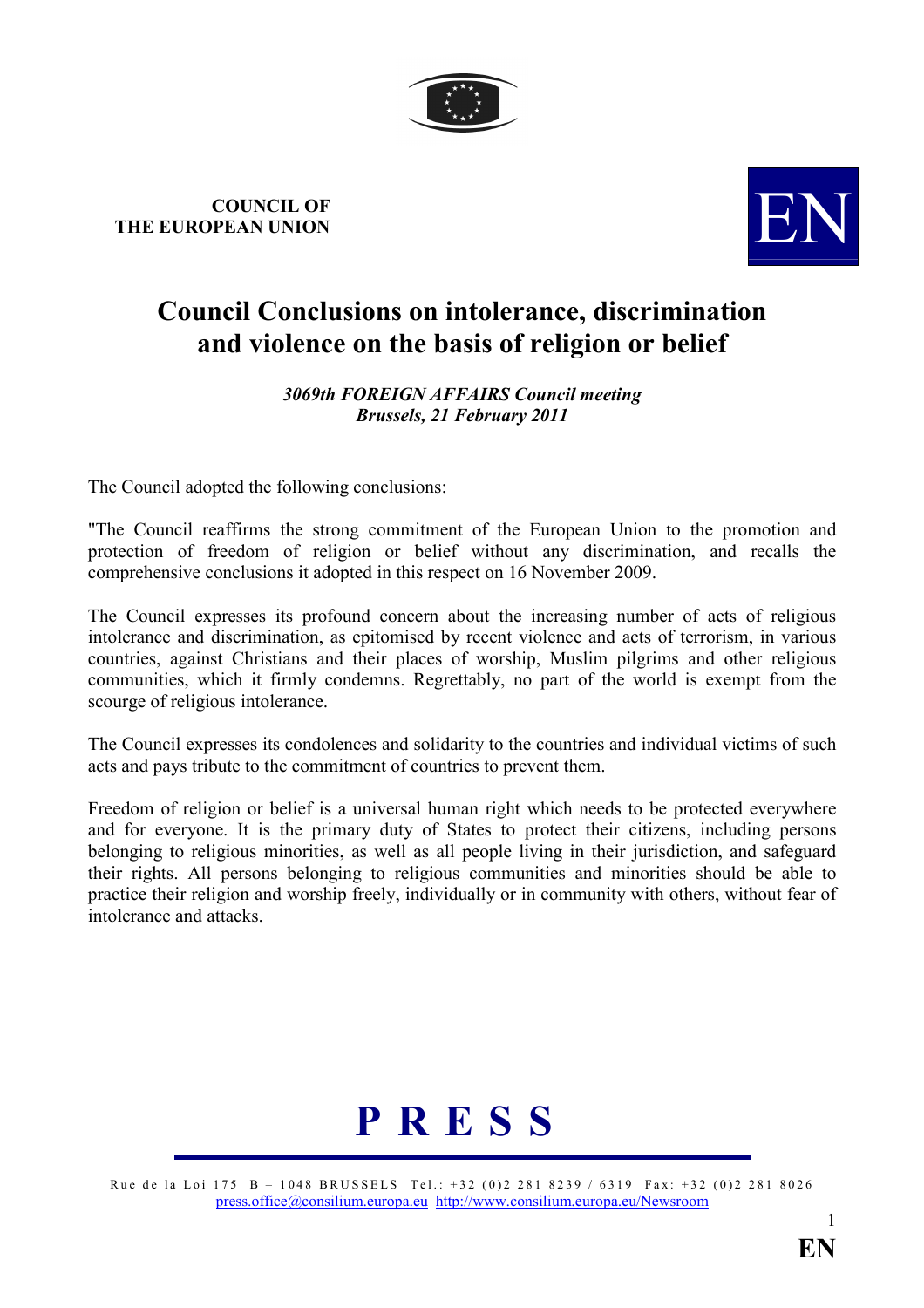**COUNCIL OF THE EUROPEAN UNION**

# Council Conclusions on intolerance, discrimination and violence on the basis of religion or belief

***3069th FOREIGN AFFAIRS Council meeting***
***Brussels, 21 February 2011***

The Council adopted the following conclusions:

"The Council reaffirms the strong commitment of the European Union to the promotion and protection of freedom of religion or belief without any discrimination, and recalls the comprehensive conclusions it adopted in this respect on 16 November 2009.

The Council expresses its profound concern about the increasing number of acts of religious intolerance and discrimination, as epitomised by recent violence and acts of terrorism, in various countries, against Christians and their places of worship, Muslim pilgrims and other religious communities, which it firmly condemns. Regrettably, no part of the world is exempt from the scourge of religious intolerance.

The Council expresses its condolences and solidarity to the countries and individual victims of such acts and pays tribute to the commitment of countries to prevent them.

Freedom of religion or belief is a universal human right which needs to be protected everywhere and for everyone. It is the primary duty of States to protect their citizens, including persons belonging to religious minorities, as well as all people living in their jurisdiction, and safeguard their rights. All persons belonging to religious communities and minorities should be able to practice their religion and worship freely, individually or in community with others, without fear of intolerance and attacks.

**P R E S S**

Rue de la Loi 175 B – 1048 BRUSSELS Tel.: +32 (0)2 281 8239 / 6319 Fax: +32 (0)2 281 8026
press.office@consilium.europa.eu http://www.consilium.europa.eu/Newsroom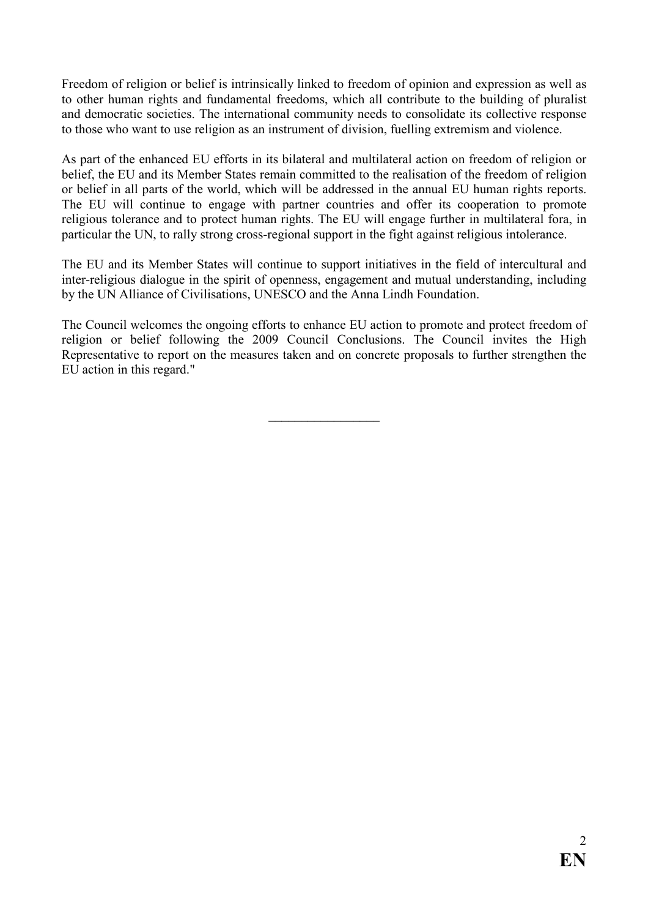Freedom of religion or belief is intrinsically linked to freedom of opinion and expression as well as to other human rights and fundamental freedoms, which all contribute to the building of pluralist and democratic societies. The international community needs to consolidate its collective response to those who want to use religion as an instrument of division, fuelling extremism and violence.

As part of the enhanced EU efforts in its bilateral and multilateral action on freedom of religion or belief, the EU and its Member States remain committed to the realisation of the freedom of religion or belief in all parts of the world, which will be addressed in the annual EU human rights reports. The EU will continue to engage with partner countries and offer its cooperation to promote religious tolerance and to protect human rights. The EU will engage further in multilateral fora, in particular the UN, to rally strong cross-regional support in the fight against religious intolerance.

The EU and its Member States will continue to support initiatives in the field of intercultural and inter-religious dialogue in the spirit of openness, engagement and mutual understanding, including by the UN Alliance of Civilisations, UNESCO and the Anna Lindh Foundation.

The Council welcomes the ongoing efforts to enhance EU action to promote and protect freedom of religion or belief following the 2009 Council Conclusions. The Council invites the High Representative to report on the measures taken and on concrete proposals to further strengthen the EU action in this regard."

\_\_\_\_\_\_\_\_\_\_\_\_\_\_\_\_\_\_